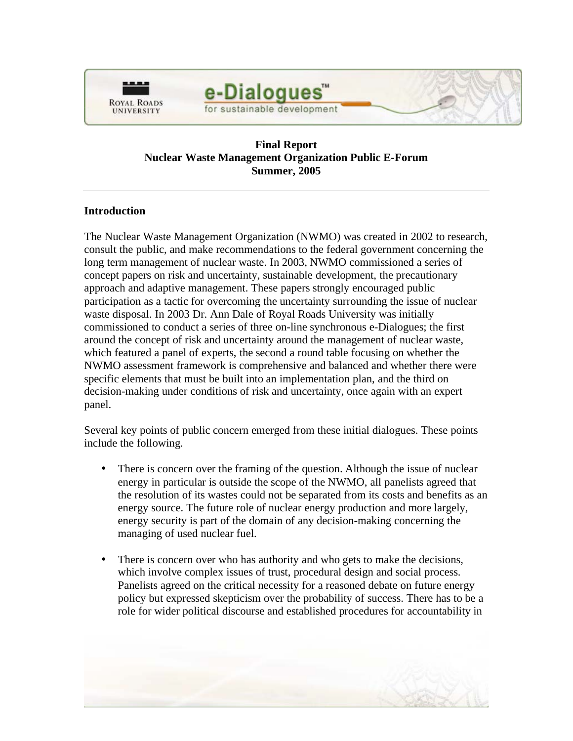**Final Report**
**Nuclear Waste Management Organization Public E-Forum**
**Summer, 2005**

## Introduction

The Nuclear Waste Management Organization (NWMO) was created in 2002 to research, consult the public, and make recommendations to the federal government concerning the long term management of nuclear waste. In 2003, NWMO commissioned a series of concept papers on risk and uncertainty, sustainable development, the precautionary approach and adaptive management. These papers strongly encouraged public participation as a tactic for overcoming the uncertainty surrounding the issue of nuclear waste disposal. In 2003 Dr. Ann Dale of Royal Roads University was initially commissioned to conduct a series of three on-line synchronous e-Dialogues; the first around the concept of risk and uncertainty around the management of nuclear waste, which featured a panel of experts, the second a round table focusing on whether the NWMO assessment framework is comprehensive and balanced and whether there were specific elements that must be built into an implementation plan, and the third on decision-making under conditions of risk and uncertainty, once again with an expert panel.

Several key points of public concern emerged from these initial dialogues. These points include the following.

- There is concern over the framing of the question. Although the issue of nuclear energy in particular is outside the scope of the NWMO, all panelists agreed that the resolution of its wastes could not be separated from its costs and benefits as an energy source. The future role of nuclear energy production and more largely, energy security is part of the domain of any decision-making concerning the managing of used nuclear fuel.

- There is concern over who has authority and who gets to make the decisions, which involve complex issues of trust, procedural design and social process. Panelists agreed on the critical necessity for a reasoned debate on future energy policy but expressed skepticism over the probability of success. There has to be a role for wider political discourse and established procedures for accountability in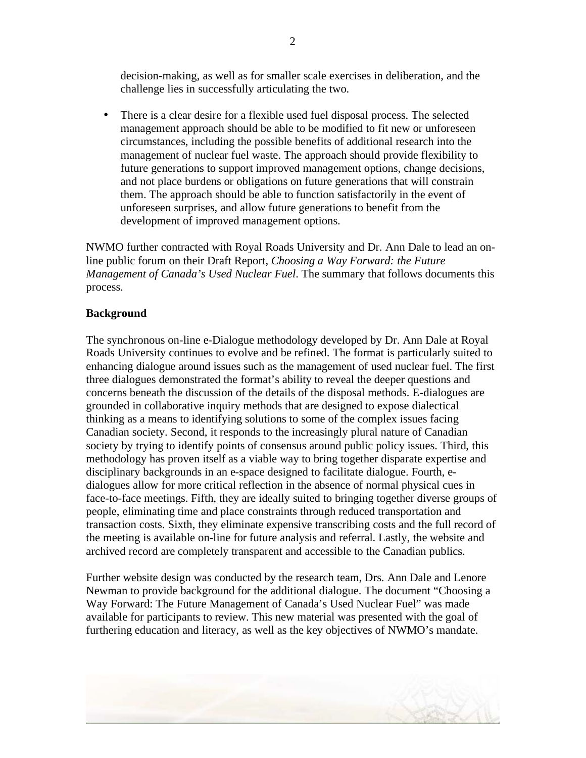decision-making, as well as for smaller scale exercises in deliberation, and the challenge lies in successfully articulating the two.

- There is a clear desire for a flexible used fuel disposal process. The selected management approach should be able to be modified to fit new or unforeseen circumstances, including the possible benefits of additional research into the management of nuclear fuel waste. The approach should provide flexibility to future generations to support improved management options, change decisions, and not place burdens or obligations on future generations that will constrain them. The approach should be able to function satisfactorily in the event of unforeseen surprises, and allow future generations to benefit from the development of improved management options.

NWMO further contracted with Royal Roads University and Dr. Ann Dale to lead an on-line public forum on their Draft Report, *Choosing a Way Forward: the Future Management of Canada's Used Nuclear Fuel*. The summary that follows documents this process.

**Background**

The synchronous on-line e-Dialogue methodology developed by Dr. Ann Dale at Royal Roads University continues to evolve and be refined. The format is particularly suited to enhancing dialogue around issues such as the management of used nuclear fuel. The first three dialogues demonstrated the format's ability to reveal the deeper questions and concerns beneath the discussion of the details of the disposal methods. E-dialogues are grounded in collaborative inquiry methods that are designed to expose dialectical thinking as a means to identifying solutions to some of the complex issues facing Canadian society. Second, it responds to the increasingly plural nature of Canadian society by trying to identify points of consensus around public policy issues. Third, this methodology has proven itself as a viable way to bring together disparate expertise and disciplinary backgrounds in an e-space designed to facilitate dialogue. Fourth, e-dialogues allow for more critical reflection in the absence of normal physical cues in face-to-face meetings. Fifth, they are ideally suited to bringing together diverse groups of people, eliminating time and place constraints through reduced transportation and transaction costs. Sixth, they eliminate expensive transcribing costs and the full record of the meeting is available on-line for future analysis and referral. Lastly, the website and archived record are completely transparent and accessible to the Canadian publics.

Further website design was conducted by the research team, Drs. Ann Dale and Lenore Newman to provide background for the additional dialogue. The document "Choosing a Way Forward: The Future Management of Canada's Used Nuclear Fuel" was made available for participants to review. This new material was presented with the goal of furthering education and literacy, as well as the key objectives of NWMO's mandate.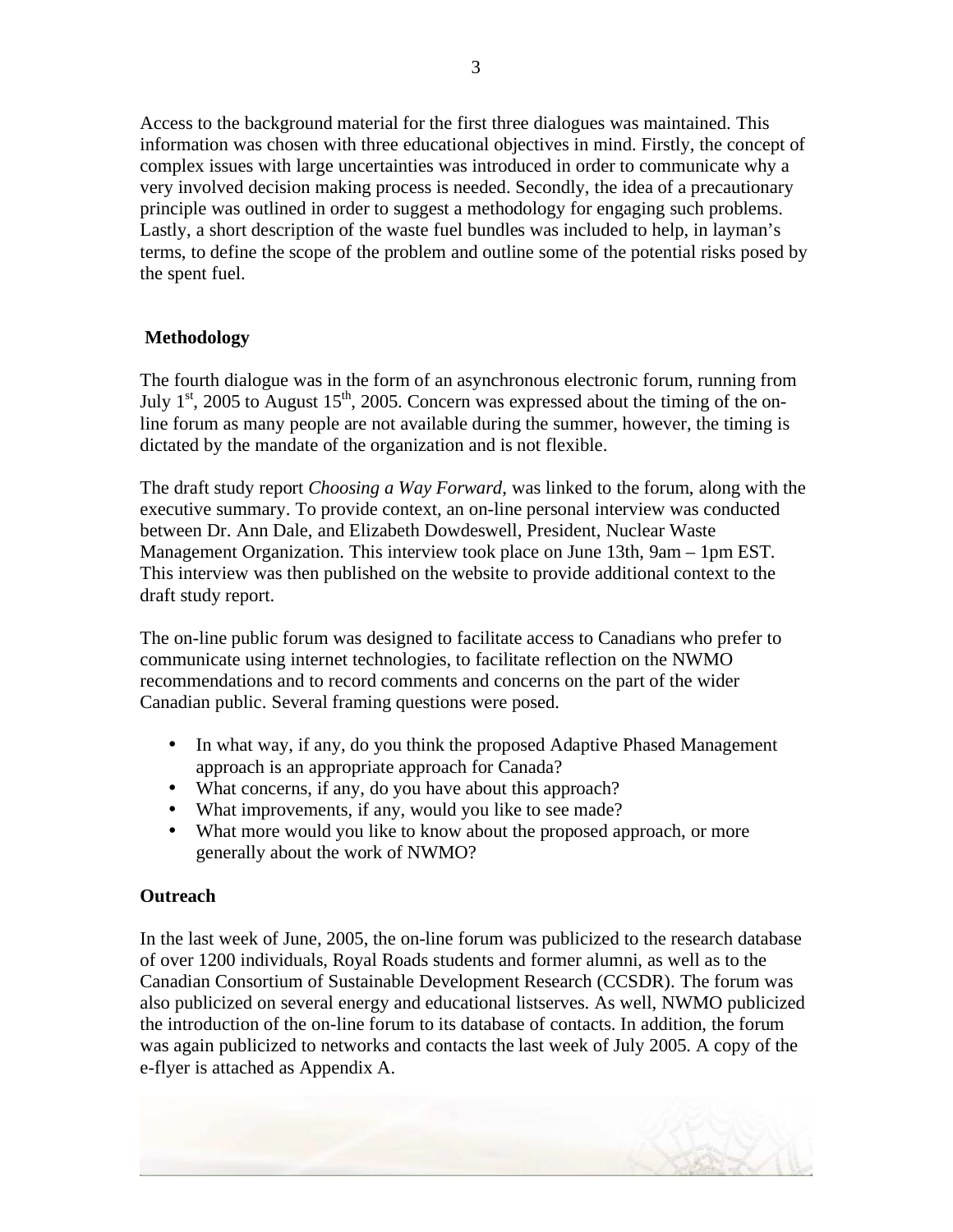Access to the background material for the first three dialogues was maintained. This information was chosen with three educational objectives in mind. Firstly, the concept of complex issues with large uncertainties was introduced in order to communicate why a very involved decision making process is needed. Secondly, the idea of a precautionary principle was outlined in order to suggest a methodology for engaging such problems. Lastly, a short description of the waste fuel bundles was included to help, in layman's terms, to define the scope of the problem and outline some of the potential risks posed by the spent fuel.

## Methodology

The fourth dialogue was in the form of an asynchronous electronic forum, running from July 1st, 2005 to August 15th, 2005. Concern was expressed about the timing of the on-line forum as many people are not available during the summer, however, the timing is dictated by the mandate of the organization and is not flexible.

The draft study report *Choosing a Way Forward*, was linked to the forum, along with the executive summary. To provide context, an on-line personal interview was conducted between Dr. Ann Dale, and Elizabeth Dowdeswell, President, Nuclear Waste Management Organization. This interview took place on June 13th, 9am – 1pm EST. This interview was then published on the website to provide additional context to the draft study report.

The on-line public forum was designed to facilitate access to Canadians who prefer to communicate using internet technologies, to facilitate reflection on the NWMO recommendations and to record comments and concerns on the part of the wider Canadian public. Several framing questions were posed.

- In what way, if any, do you think the proposed Adaptive Phased Management approach is an appropriate approach for Canada?
- What concerns, if any, do you have about this approach?
- What improvements, if any, would you like to see made?
- What more would you like to know about the proposed approach, or more generally about the work of NWMO?

## Outreach

In the last week of June, 2005, the on-line forum was publicized to the research database of over 1200 individuals, Royal Roads students and former alumni, as well as to the Canadian Consortium of Sustainable Development Research (CCSDR). The forum was also publicized on several energy and educational listserves. As well, NWMO publicized the introduction of the on-line forum to its database of contacts. In addition, the forum was again publicized to networks and contacts the last week of July 2005. A copy of the e-flyer is attached as Appendix A.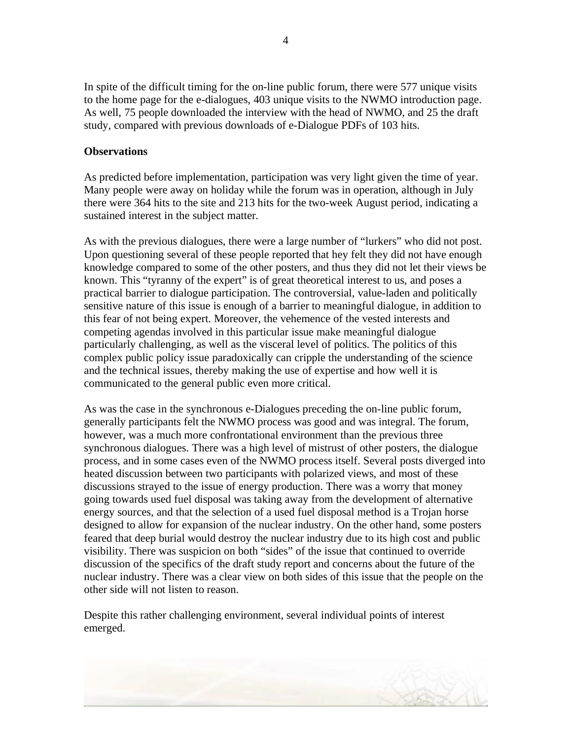In spite of the difficult timing for the on-line public forum, there were 577 unique visits to the home page for the e-dialogues, 403 unique visits to the NWMO introduction page. As well, 75 people downloaded the interview with the head of NWMO, and 25 the draft study, compared with previous downloads of e-Dialogue PDFs of 103 hits.

**Observations**

As predicted before implementation, participation was very light given the time of year. Many people were away on holiday while the forum was in operation, although in July there were 364 hits to the site and 213 hits for the two-week August period, indicating a sustained interest in the subject matter.

As with the previous dialogues, there were a large number of "lurkers" who did not post. Upon questioning several of these people reported that hey felt they did not have enough knowledge compared to some of the other posters, and thus they did not let their views be known. This "tyranny of the expert" is of great theoretical interest to us, and poses a practical barrier to dialogue participation. The controversial, value-laden and politically sensitive nature of this issue is enough of a barrier to meaningful dialogue, in addition to this fear of not being expert. Moreover, the vehemence of the vested interests and competing agendas involved in this particular issue make meaningful dialogue particularly challenging, as well as the visceral level of politics. The politics of this complex public policy issue paradoxically can cripple the understanding of the science and the technical issues, thereby making the use of expertise and how well it is communicated to the general public even more critical.

As was the case in the synchronous e-Dialogues preceding the on-line public forum, generally participants felt the NWMO process was good and was integral. The forum, however, was a much more confrontational environment than the previous three synchronous dialogues. There was a high level of mistrust of other posters, the dialogue process, and in some cases even of the NWMO process itself. Several posts diverged into heated discussion between two participants with polarized views, and most of these discussions strayed to the issue of energy production. There was a worry that money going towards used fuel disposal was taking away from the development of alternative energy sources, and that the selection of a used fuel disposal method is a Trojan horse designed to allow for expansion of the nuclear industry. On the other hand, some posters feared that deep burial would destroy the nuclear industry due to its high cost and public visibility. There was suspicion on both "sides" of the issue that continued to override discussion of the specifics of the draft study report and concerns about the future of the nuclear industry. There was a clear view on both sides of this issue that the people on the other side will not listen to reason.

Despite this rather challenging environment, several individual points of interest emerged.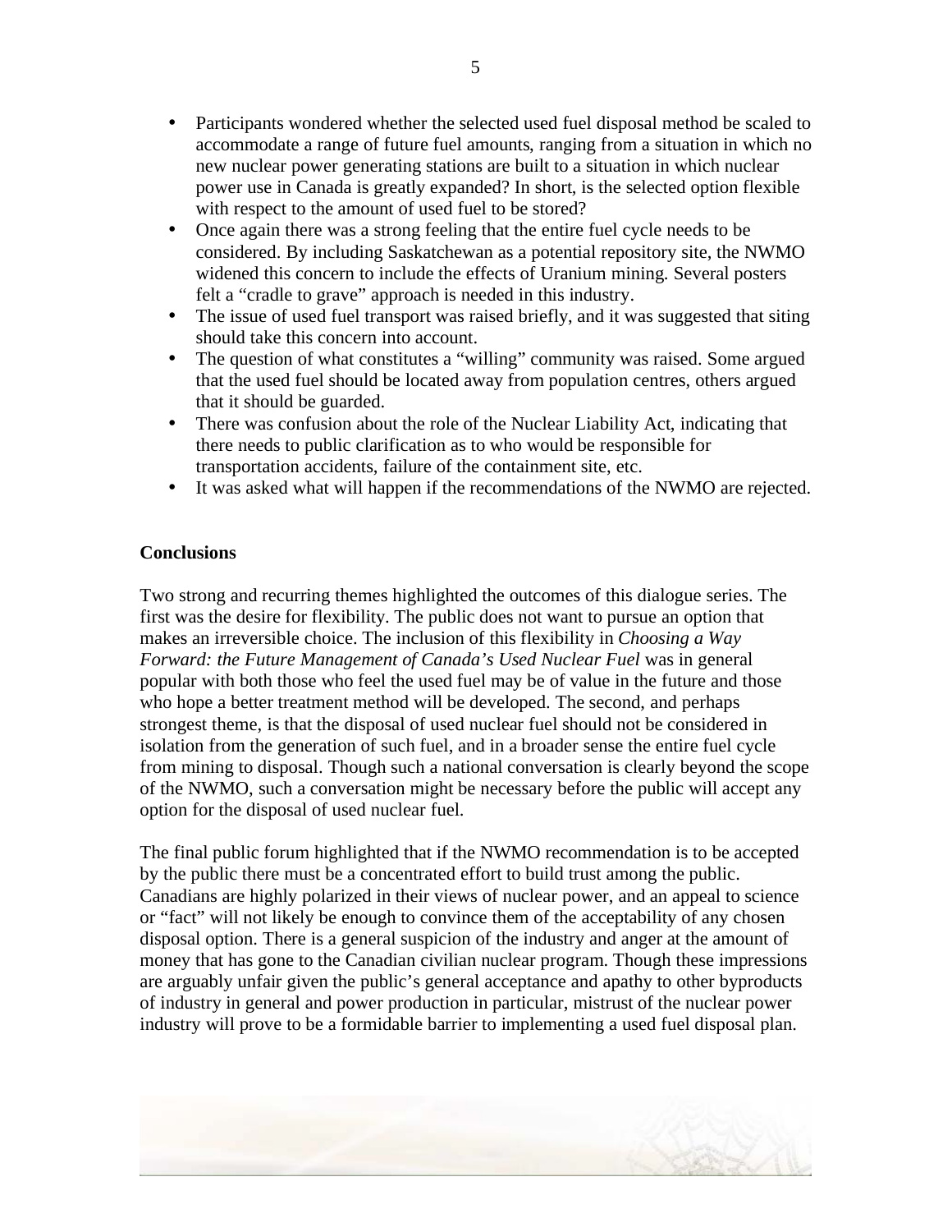- Participants wondered whether the selected used fuel disposal method be scaled to accommodate a range of future fuel amounts, ranging from a situation in which no new nuclear power generating stations are built to a situation in which nuclear power use in Canada is greatly expanded? In short, is the selected option flexible with respect to the amount of used fuel to be stored?
- Once again there was a strong feeling that the entire fuel cycle needs to be considered. By including Saskatchewan as a potential repository site, the NWMO widened this concern to include the effects of Uranium mining. Several posters felt a "cradle to grave" approach is needed in this industry.
- The issue of used fuel transport was raised briefly, and it was suggested that siting should take this concern into account.
- The question of what constitutes a "willing" community was raised. Some argued that the used fuel should be located away from population centres, others argued that it should be guarded.
- There was confusion about the role of the Nuclear Liability Act, indicating that there needs to public clarification as to who would be responsible for transportation accidents, failure of the containment site, etc.
- It was asked what will happen if the recommendations of the NWMO are rejected.

**Conclusions**

Two strong and recurring themes highlighted the outcomes of this dialogue series. The first was the desire for flexibility. The public does not want to pursue an option that makes an irreversible choice. The inclusion of this flexibility in *Choosing a Way Forward: the Future Management of Canada's Used Nuclear Fuel* was in general popular with both those who feel the used fuel may be of value in the future and those who hope a better treatment method will be developed. The second, and perhaps strongest theme, is that the disposal of used nuclear fuel should not be considered in isolation from the generation of such fuel, and in a broader sense the entire fuel cycle from mining to disposal. Though such a national conversation is clearly beyond the scope of the NWMO, such a conversation might be necessary before the public will accept any option for the disposal of used nuclear fuel.

The final public forum highlighted that if the NWMO recommendation is to be accepted by the public there must be a concentrated effort to build trust among the public. Canadians are highly polarized in their views of nuclear power, and an appeal to science or "fact" will not likely be enough to convince them of the acceptability of any chosen disposal option. There is a general suspicion of the industry and anger at the amount of money that has gone to the Canadian civilian nuclear program. Though these impressions are arguably unfair given the public's general acceptance and apathy to other byproducts of industry in general and power production in particular, mistrust of the nuclear power industry will prove to be a formidable barrier to implementing a used fuel disposal plan.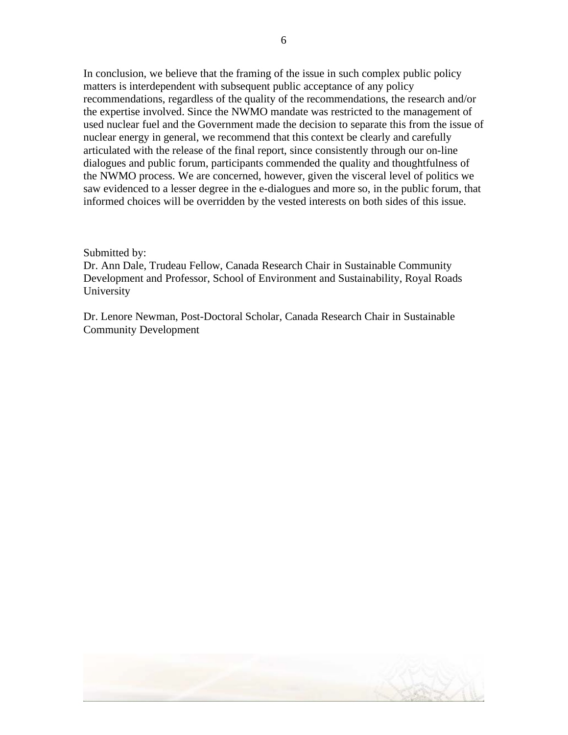In conclusion, we believe that the framing of the issue in such complex public policy matters is interdependent with subsequent public acceptance of any policy recommendations, regardless of the quality of the recommendations, the research and/or the expertise involved. Since the NWMO mandate was restricted to the management of used nuclear fuel and the Government made the decision to separate this from the issue of nuclear energy in general, we recommend that this context be clearly and carefully articulated with the release of the final report, since consistently through our on-line dialogues and public forum, participants commended the quality and thoughtfulness of the NWMO process. We are concerned, however, given the visceral level of politics we saw evidenced to a lesser degree in the e-dialogues and more so, in the public forum, that informed choices will be overridden by the vested interests on both sides of this issue.

Submitted by:
Dr. Ann Dale, Trudeau Fellow, Canada Research Chair in Sustainable Community Development and Professor, School of Environment and Sustainability, Royal Roads University

Dr. Lenore Newman, Post-Doctoral Scholar, Canada Research Chair in Sustainable Community Development